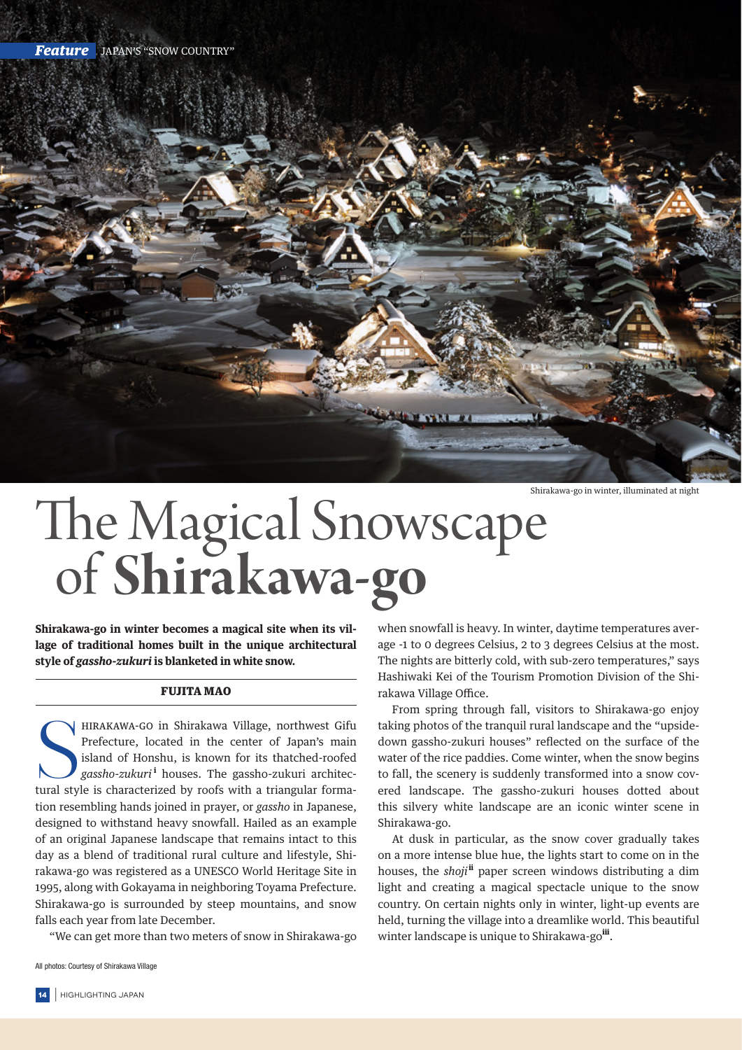Shirakawa-go in winter, illuminated at night

# The Magical Snowscape of **Shirakawa-go**

**Shirakawa-go in winter becomes a magical site when its village of traditional homes built in the unique architectural style of *gassho-zukuri* is blanketed in white snow.**

**FUJITA MAO**

SHIRAKAWA-GO in Shirakawa Village, northwest Gifu Prefecture, located in the center of Japan's main island of Honshu, is known for its thatched-roofed *gassho-zukuri*[i] houses. The gassho-zukuri architectural style is characterized by roofs with a triangular formation resembling hands joined in prayer, or *gassho* in Japanese, designed to withstand heavy snowfall. Hailed as an example of an original Japanese landscape that remains intact to this day as a blend of traditional rural culture and lifestyle, Shirakawa-go was registered as a UNESCO World Heritage Site in 1995, along with Gokayama in neighboring Toyama Prefecture. Shirakawa-go is surrounded by steep mountains, and snow falls each year from late December.

"We can get more than two meters of snow in Shirakawa-go when snowfall is heavy. In winter, daytime temperatures average -1 to 0 degrees Celsius, 2 to 3 degrees Celsius at the most. The nights are bitterly cold, with sub-zero temperatures," says Hashiwaki Kei of the Tourism Promotion Division of the Shirakawa Village Office.

From spring through fall, visitors to Shirakawa-go enjoy taking photos of the tranquil rural landscape and the "upside-down gassho-zukuri houses" reflected on the surface of the water of the rice paddies. Come winter, when the snow begins to fall, the scenery is suddenly transformed into a snow covered landscape. The gassho-zukuri houses dotted about this silvery white landscape are an iconic winter scene in Shirakawa-go.

At dusk in particular, as the snow cover gradually takes on a more intense blue hue, the lights start to come on in the houses, the *shoji*[ii] paper screen windows distributing a dim light and creating a magical spectacle unique to the snow country. On certain nights only in winter, light-up events are held, turning the village into a dreamlike world. This beautiful winter landscape is unique to Shirakawa-go[iii].

All photos: Courtesy of Shirakawa Village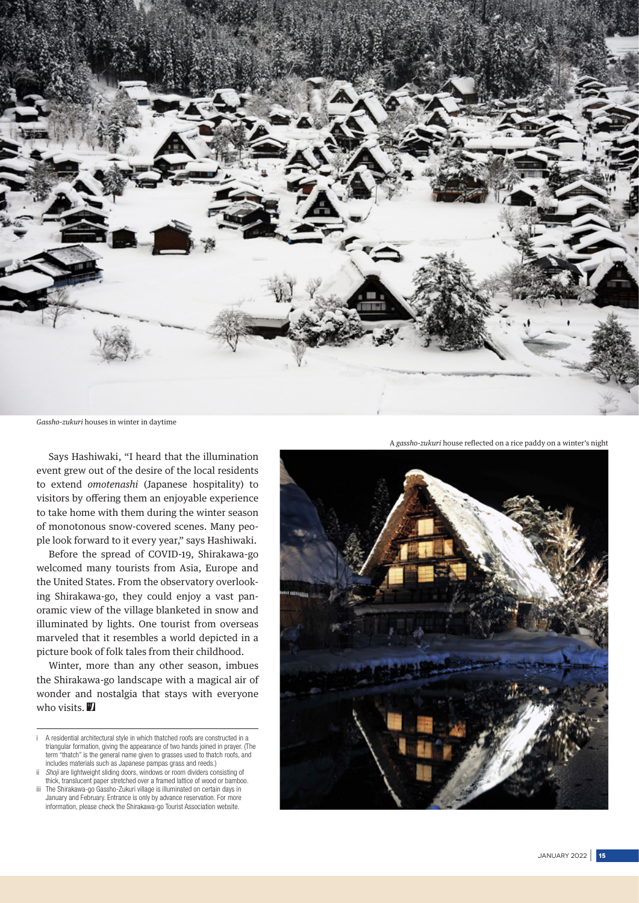*Gassho-zukuri* houses in winter in daytime

Says Hashiwaki, "I heard that the illumination event grew out of the desire of the local residents to extend *omotenashi* (Japanese hospitality) to visitors by offering them an enjoyable experience to take home with them during the winter season of monotonous snow-covered scenes. Many people look forward to it every year," says Hashiwaki.

Before the spread of COVID-19, Shirakawa-go welcomed many tourists from Asia, Europe and the United States. From the observatory overlooking Shirakawa-go, they could enjoy a vast panoramic view of the village blanketed in snow and illuminated by lights. One tourist from overseas marveled that it resembles a world depicted in a picture book of folk tales from their childhood.

Winter, more than any other season, imbues the Shirakawa-go landscape with a magical air of wonder and nostalgia that stays with everyone who visits.

A *gassho-zukuri* house reflected on a rice paddy on a winter's night

---

i A residential architectural style in which thatched roofs are constructed in a triangular formation, giving the appearance of two hands joined in prayer. (The term "thatch" is the general name given to grasses used to thatch roofs, and includes materials such as Japanese pampas grass and reeds.)

ii *Shoji* are lightweight sliding doors, windows or room dividers consisting of thick, translucent paper stretched over a framed lattice of wood or bamboo.

iii The Shirakawa-go Gassho-Zukuri village is illuminated on certain days in January and February. Entrance is only by advance reservation. For more information, please check the Shirakawa-go Tourist Association website.